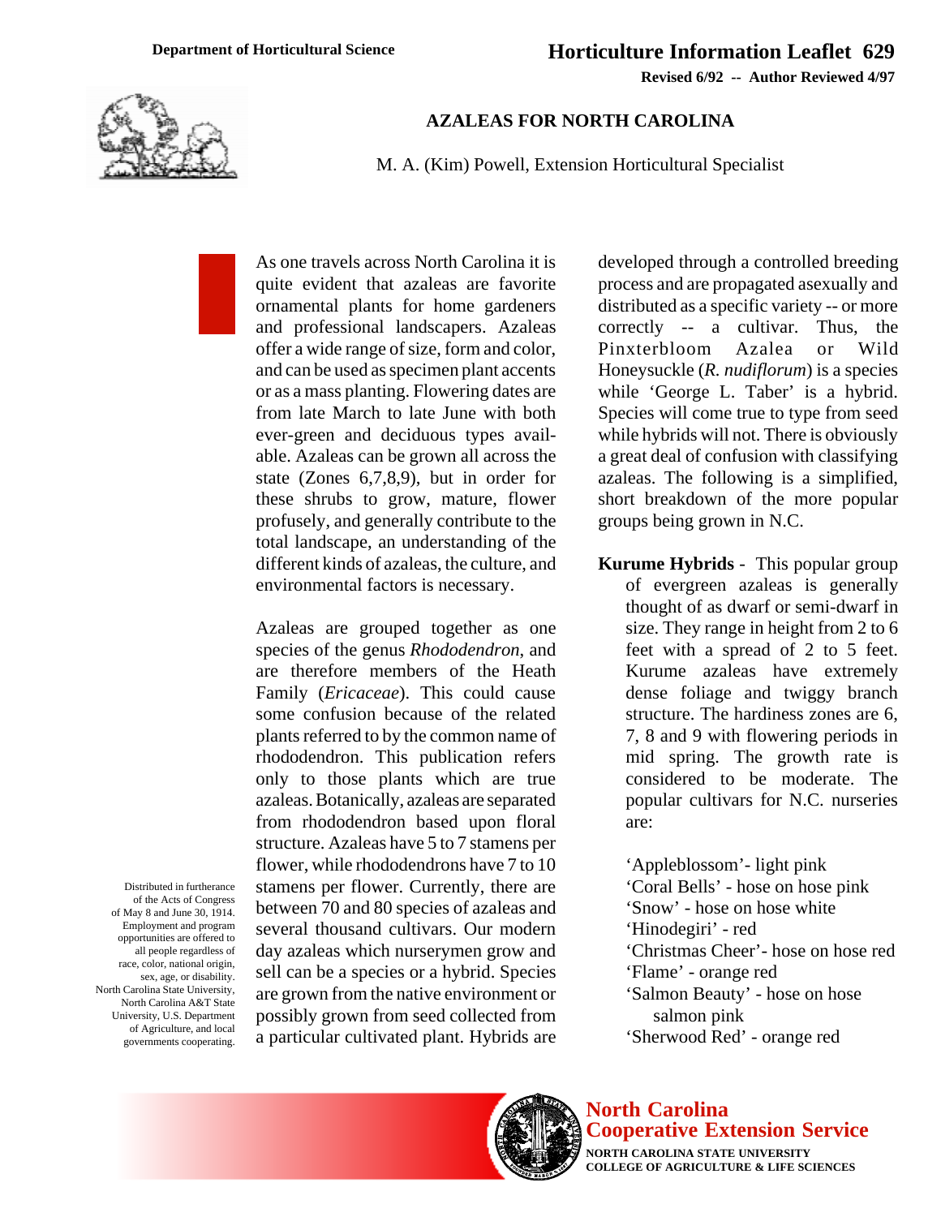Department of Horticultural Science

# Horticulture Information Leaflet 629

**Revised 6/92 -- Author Reviewed 4/97**

## AZALEAS FOR NORTH CAROLINA

M. A. (Kim) Powell, Extension Horticultural Specialist

As one travels across North Carolina it is quite evident that azaleas are favorite ornamental plants for home gardeners and professional landscapers. Azaleas offer a wide range of size, form and color, and can be used as specimen plant accents or as a mass planting. Flowering dates are from late March to late June with both ever-green and deciduous types available. Azaleas can be grown all across the state (Zones 6,7,8,9), but in order for these shrubs to grow, mature, flower profusely, and generally contribute to the total landscape, an understanding of the different kinds of azaleas, the culture, and environmental factors is necessary.

Azaleas are grouped together as one species of the genus *Rhododendron*, and are therefore members of the Heath Family (*Ericaceae*). This could cause some confusion because of the related plants referred to by the common name of rhododendron. This publication refers only to those plants which are true azaleas. Botanically, azaleas are separated from rhododendron based upon floral structure. Azaleas have 5 to 7 stamens per flower, while rhododendrons have 7 to 10 stamens per flower. Currently, there are between 70 and 80 species of azaleas and several thousand cultivars. Our modern day azaleas which nurserymen grow and sell can be a species or a hybrid. Species are grown from the native environment or possibly grown from seed collected from a particular cultivated plant. Hybrids are developed through a controlled breeding process and are propagated asexually and distributed as a specific variety -- or more correctly -- a cultivar. Thus, the Pinxterbloom Azalea or Wild Honeysuckle (*R. nudiflorum*) is a species while 'George L. Taber' is a hybrid. Species will come true to type from seed while hybrids will not. There is obviously a great deal of confusion with classifying azaleas. The following is a simplified, short breakdown of the more popular groups being grown in N.C.

**Kurume Hybrids** - This popular group of evergreen azaleas is generally thought of as dwarf or semi-dwarf in size. They range in height from 2 to 6 feet with a spread of 2 to 5 feet. Kurume azaleas have extremely dense foliage and twiggy branch structure. The hardiness zones are 6, 7, 8 and 9 with flowering periods in mid spring. The growth rate is considered to be moderate. The popular cultivars for N.C. nurseries are:

- 'Appleblossom'- light pink
- 'Coral Bells' - hose on hose pink
- 'Snow' - hose on hose white
- 'Hinodegiri' - red
- 'Christmas Cheer'- hose on hose red
- 'Flame' - orange red
- 'Salmon Beauty' - hose on hose salmon pink
- 'Sherwood Red' - orange red

Distributed in furtherance of the Acts of Congress of May 8 and June 30, 1914. Employment and program opportunities are offered to all people regardless of race, color, national origin, sex, age, or disability. North Carolina State University, North Carolina A&T State University, U.S. Department of Agriculture, and local governments cooperating.

**North Carolina Cooperative Extension Service**
NORTH CAROLINA STATE UNIVERSITY
COLLEGE OF AGRICULTURE & LIFE SCIENCES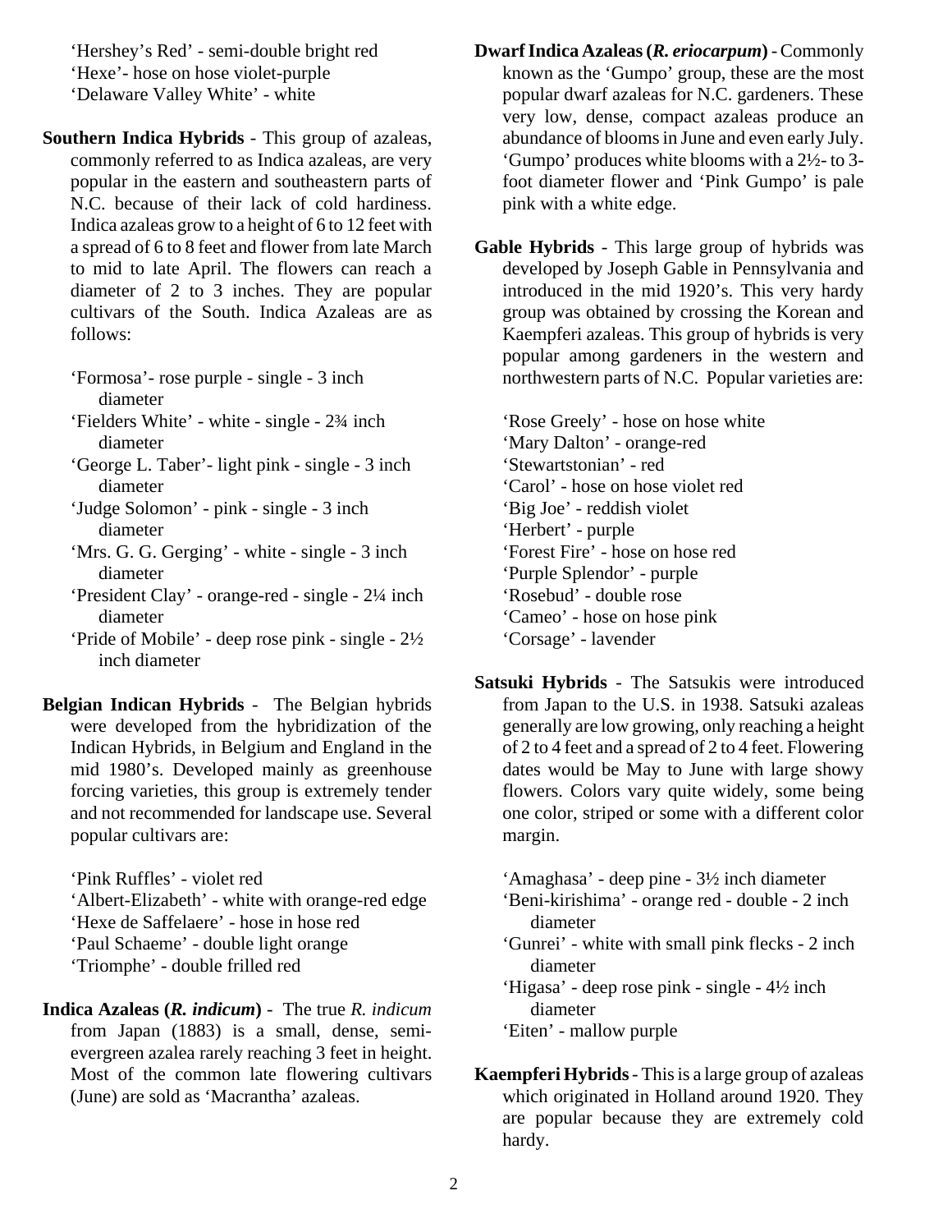'Hershey's Red' - semi-double bright red
'Hexe'- hose on hose violet-purple
'Delaware Valley White' - white

**Southern Indica Hybrids** - This group of azaleas, commonly referred to as Indica azaleas, are very popular in the eastern and southeastern parts of N.C. because of their lack of cold hardiness. Indica azaleas grow to a height of 6 to 12 feet with a spread of 6 to 8 feet and flower from late March to mid to late April. The flowers can reach a diameter of 2 to 3 inches. They are popular cultivars of the South. Indica Azaleas are as follows:

'Formosa'- rose purple - single - 3 inch diameter
'Fielders White' - white - single - 2¾ inch diameter
'George L. Taber'- light pink - single - 3 inch diameter
'Judge Solomon' - pink - single - 3 inch diameter
'Mrs. G. G. Gerging' - white - single - 3 inch diameter
'President Clay' - orange-red - single - 2¼ inch diameter
'Pride of Mobile' - deep rose pink - single - 2½ inch diameter

**Belgian Indican Hybrids** - The Belgian hybrids were developed from the hybridization of the Indican Hybrids, in Belgium and England in the mid 1980's. Developed mainly as greenhouse forcing varieties, this group is extremely tender and not recommended for landscape use. Several popular cultivars are:

'Pink Ruffles' - violet red
'Albert-Elizabeth' - white with orange-red edge
'Hexe de Saffelaere' - hose in hose red
'Paul Schaeme' - double light orange
'Triomphe' - double frilled red

**Indica Azaleas (*R. indicum*)** - The true *R. indicum* from Japan (1883) is a small, dense, semi-evergreen azalea rarely reaching 3 feet in height. Most of the common late flowering cultivars (June) are sold as 'Macrantha' azaleas.

**Dwarf Indica Azaleas (*R. eriocarpum*)** - Commonly known as the 'Gumpo' group, these are the most popular dwarf azaleas for N.C. gardeners. These very low, dense, compact azaleas produce an abundance of blooms in June and even early July. 'Gumpo' produces white blooms with a 2½- to 3-foot diameter flower and 'Pink Gumpo' is pale pink with a white edge.

**Gable Hybrids** - This large group of hybrids was developed by Joseph Gable in Pennsylvania and introduced in the mid 1920's. This very hardy group was obtained by crossing the Korean and Kaempferi azaleas. This group of hybrids is very popular among gardeners in the western and northwestern parts of N.C. Popular varieties are:

'Rose Greely' - hose on hose white
'Mary Dalton' - orange-red
'Stewartstonian' - red
'Carol' - hose on hose violet red
'Big Joe' - reddish violet
'Herbert' - purple
'Forest Fire' - hose on hose red
'Purple Splendor' - purple
'Rosebud' - double rose
'Cameo' - hose on hose pink
'Corsage' - lavender

**Satsuki Hybrids** - The Satsukis were introduced from Japan to the U.S. in 1938. Satsuki azaleas generally are low growing, only reaching a height of 2 to 4 feet and a spread of 2 to 4 feet. Flowering dates would be May to June with large showy flowers. Colors vary quite widely, some being one color, striped or some with a different color margin.

'Amaghasa' - deep pine - 3½ inch diameter
'Beni-kirishima' - orange red - double - 2 inch diameter
'Gunrei' - white with small pink flecks - 2 inch diameter
'Higasa' - deep rose pink - single - 4½ inch diameter
'Eiten' - mallow purple

**Kaempferi Hybrids** - This is a large group of azaleas which originated in Holland around 1920. They are popular because they are extremely cold hardy.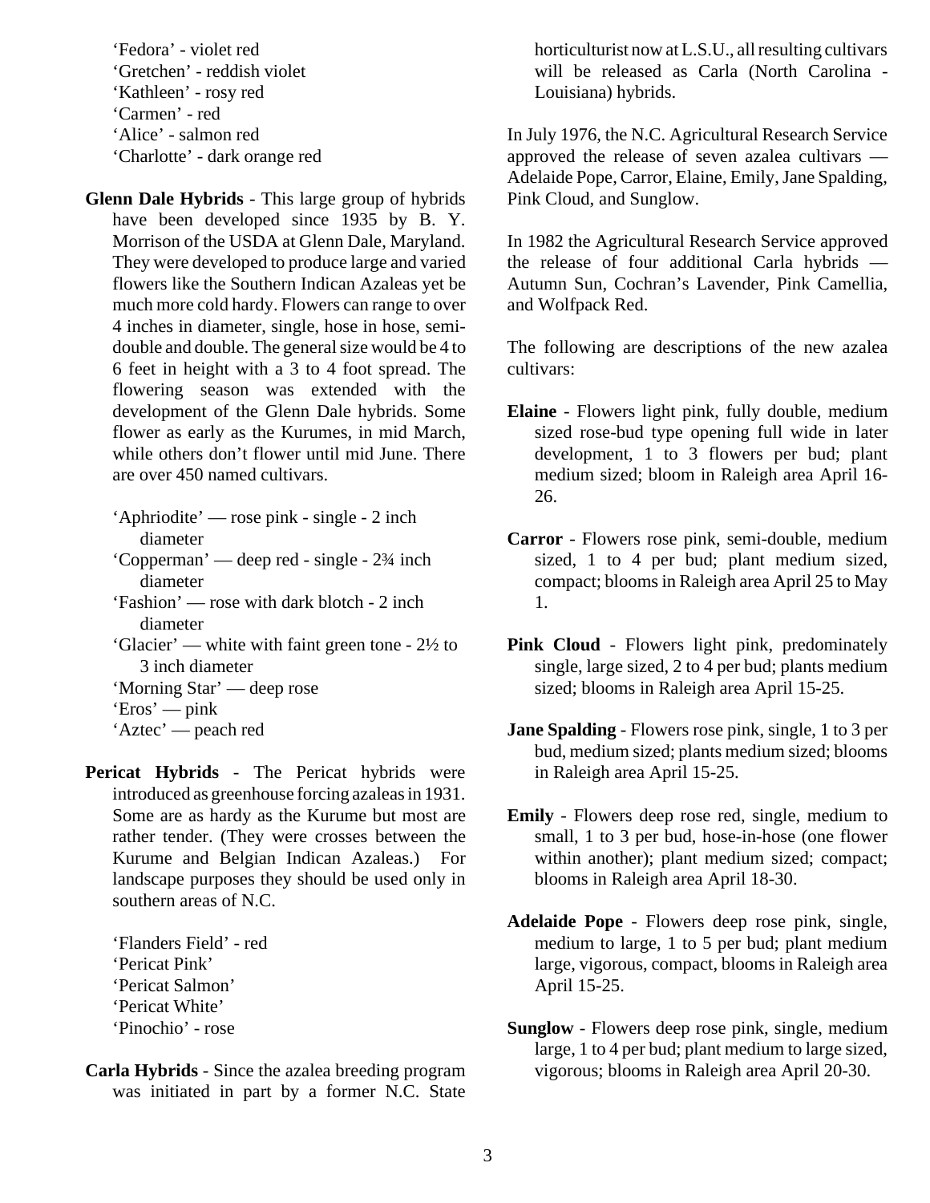'Fedora' - violet red
'Gretchen' - reddish violet
'Kathleen' - rosy red
'Carmen' - red
'Alice' - salmon red
'Charlotte' - dark orange red

**Glenn Dale Hybrids** - This large group of hybrids have been developed since 1935 by B. Y. Morrison of the USDA at Glenn Dale, Maryland. They were developed to produce large and varied flowers like the Southern Indican Azaleas yet be much more cold hardy. Flowers can range to over 4 inches in diameter, single, hose in hose, semi-double and double. The general size would be 4 to 6 feet in height with a 3 to 4 foot spread. The flowering season was extended with the development of the Glenn Dale hybrids. Some flower as early as the Kurumes, in mid March, while others don't flower until mid June. There are over 450 named cultivars.

'Aphriodite' — rose pink - single - 2 inch diameter
'Copperman' — deep red - single - 2¾ inch diameter
'Fashion' — rose with dark blotch - 2 inch diameter
'Glacier' — white with faint green tone - 2½ to 3 inch diameter
'Morning Star' — deep rose
'Eros' — pink
'Aztec' — peach red

**Pericat Hybrids** - The Pericat hybrids were introduced as greenhouse forcing azaleas in 1931. Some are as hardy as the Kurume but most are rather tender. (They were crosses between the Kurume and Belgian Indican Azaleas.) For landscape purposes they should be used only in southern areas of N.C.

'Flanders Field' - red
'Pericat Pink'
'Pericat Salmon'
'Pericat White'
'Pinochio' - rose

**Carla Hybrids** - Since the azalea breeding program was initiated in part by a former N.C. State horticulturist now at L.S.U., all resulting cultivars will be released as Carla (North Carolina - Louisiana) hybrids.

In July 1976, the N.C. Agricultural Research Service approved the release of seven azalea cultivars — Adelaide Pope, Carror, Elaine, Emily, Jane Spalding, Pink Cloud, and Sunglow.

In 1982 the Agricultural Research Service approved the release of four additional Carla hybrids — Autumn Sun, Cochran's Lavender, Pink Camellia, and Wolfpack Red.

The following are descriptions of the new azalea cultivars:

**Elaine** - Flowers light pink, fully double, medium sized rose-bud type opening full wide in later development, 1 to 3 flowers per bud; plant medium sized; bloom in Raleigh area April 16-26.

**Carror** - Flowers rose pink, semi-double, medium sized, 1 to 4 per bud; plant medium sized, compact; blooms in Raleigh area April 25 to May 1.

**Pink Cloud** - Flowers light pink, predominately single, large sized, 2 to 4 per bud; plants medium sized; blooms in Raleigh area April 15-25.

**Jane Spalding** - Flowers rose pink, single, 1 to 3 per bud, medium sized; plants medium sized; blooms in Raleigh area April 15-25.

**Emily** - Flowers deep rose red, single, medium to small, 1 to 3 per bud, hose-in-hose (one flower within another); plant medium sized; compact; blooms in Raleigh area April 18-30.

**Adelaide Pope** - Flowers deep rose pink, single, medium to large, 1 to 5 per bud; plant medium large, vigorous, compact, blooms in Raleigh area April 15-25.

**Sunglow** - Flowers deep rose pink, single, medium large, 1 to 4 per bud; plant medium to large sized, vigorous; blooms in Raleigh area April 20-30.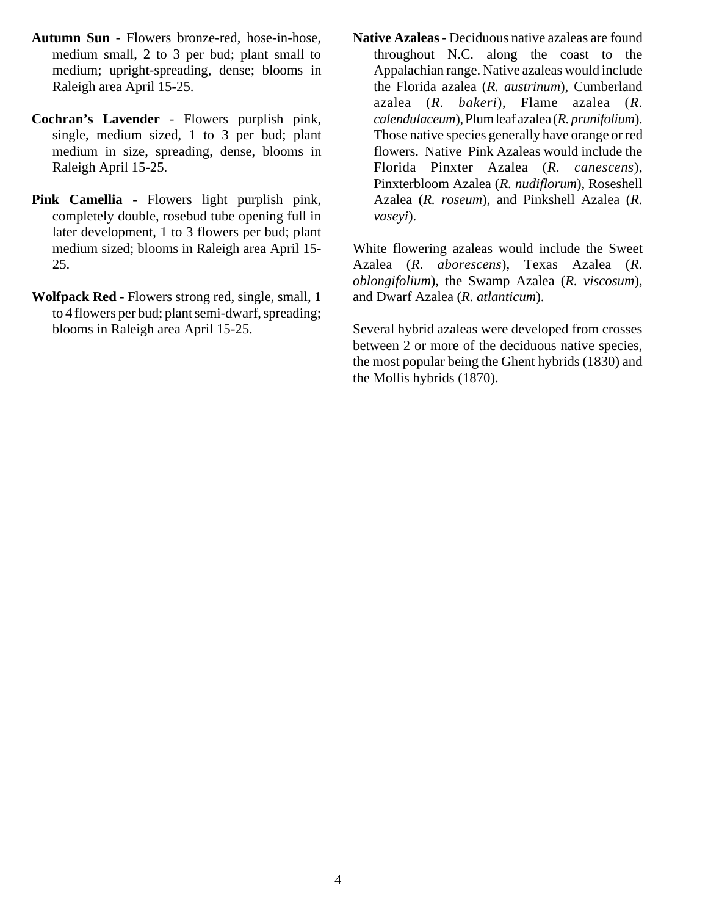**Autumn Sun** - Flowers bronze-red, hose-in-hose, medium small, 2 to 3 per bud; plant small to medium; upright-spreading, dense; blooms in Raleigh area April 15-25.

**Cochran's Lavender** - Flowers purplish pink, single, medium sized, 1 to 3 per bud; plant medium in size, spreading, dense, blooms in Raleigh April 15-25.

**Pink Camellia** - Flowers light purplish pink, completely double, rosebud tube opening full in later development, 1 to 3 flowers per bud; plant medium sized; blooms in Raleigh area April 15-25.

**Wolfpack Red** - Flowers strong red, single, small, 1 to 4 flowers per bud; plant semi-dwarf, spreading; blooms in Raleigh area April 15-25.

**Native Azaleas** - Deciduous native azaleas are found throughout N.C. along the coast to the Appalachian range. Native azaleas would include the Florida azalea (*R. austrinum*), Cumberland azalea (*R. bakeri*), Flame azalea (*R. calendulaceum*), Plum leaf azalea (*R. prunifolium*). Those native species generally have orange or red flowers. Native Pink Azaleas would include the Florida Pinxter Azalea (*R. canescens*), Pinxterbloom Azalea (*R. nudiflorum*), Roseshell Azalea (*R. roseum*), and Pinkshell Azalea (*R. vaseyi*).

White flowering azaleas would include the Sweet Azalea (*R. aborescens*), Texas Azalea (*R. oblongifolium*), the Swamp Azalea (*R. viscosum*), and Dwarf Azalea (*R. atlanticum*).

Several hybrid azaleas were developed from crosses between 2 or more of the deciduous native species, the most popular being the Ghent hybrids (1830) and the Mollis hybrids (1870).